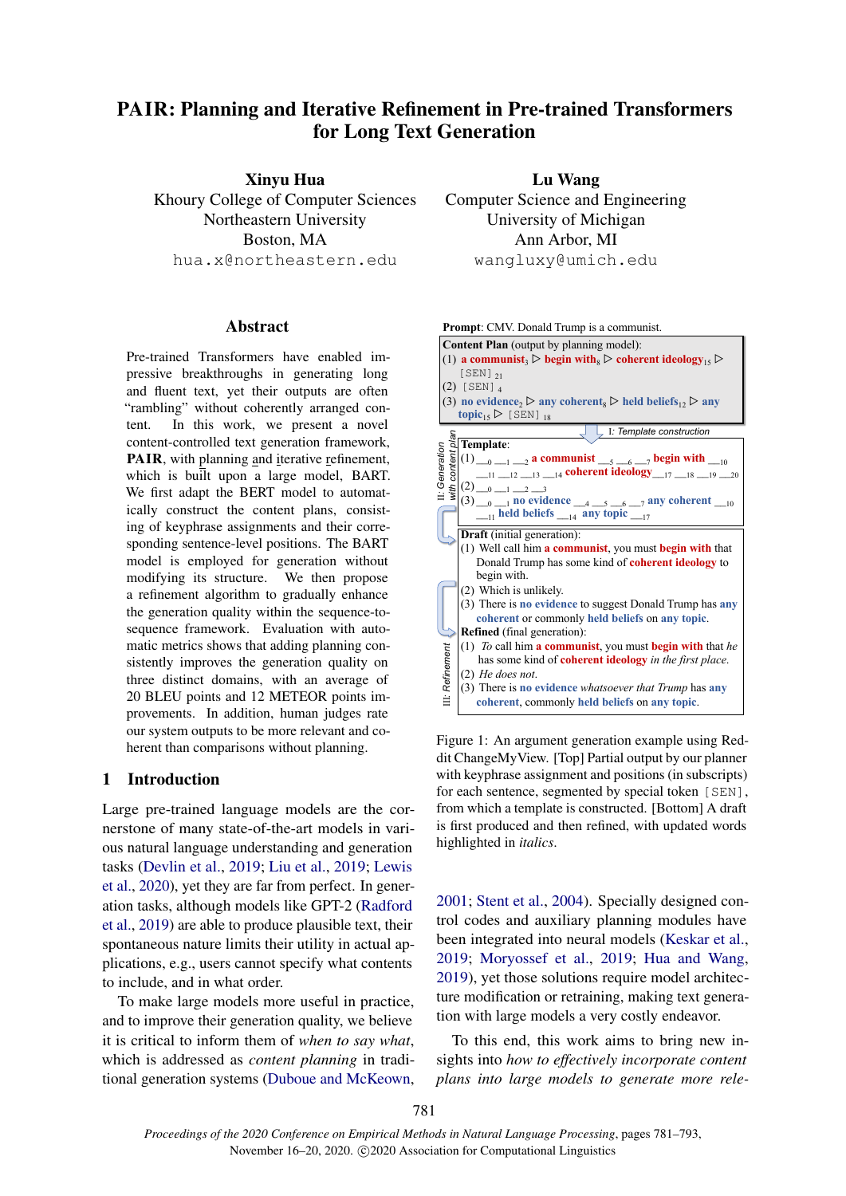# PAIR: Planning and Iterative Refinement in Pre-trained Transformers for Long Text Generation

**Xinyu Hua**
Khoury College of Computer Sciences
Northeastern University
Boston, MA
hua.x@northeastern.edu

**Lu Wang**
Computer Science and Engineering
University of Michigan
Ann Arbor, MI
wangluxy@umich.edu

## Abstract

Pre-trained Transformers have enabled impressive breakthroughs in generating long and fluent text, yet their outputs are often "rambling" without coherently arranged content. In this work, we present a novel content-controlled text generation framework, **PAIR**, with planning and iterative refinement, which is built upon a large model, BART. We first adapt the BERT model to automatically construct the content plans, consisting of keyphrase assignments and their corresponding sentence-level positions. The BART model is employed for generation without modifying its structure. We then propose a refinement algorithm to gradually enhance the generation quality within the sequence-to-sequence framework. Evaluation with automatic metrics shows that adding planning consistently improves the generation quality on three distinct domains, with an average of 20 BLEU points and 12 METEOR points improvements. In addition, human judges rate our system outputs to be more relevant and coherent than comparisons without planning.

## 1 Introduction

Large pre-trained language models are the cornerstone of many state-of-the-art models in various natural language understanding and generation tasks (Devlin et al., 2019; Liu et al., 2019; Lewis et al., 2020), yet they are far from perfect. In generation tasks, although models like GPT-2 (Radford et al., 2019) are able to produce plausible text, their spontaneous nature limits their utility in actual applications, e.g., users cannot specify what contents to include, and in what order.

To make large models more useful in practice, and to improve their generation quality, we believe it is critical to inform them of *when to say what*, which is addressed as *content planning* in traditional generation systems (Duboue and McKeown, 2001; Stent et al., 2004). Specially designed control codes and auxiliary planning modules have been integrated into neural models (Keskar et al., 2019; Moryossef et al., 2019; Hua and Wang, 2019), yet those solutions require model architecture modification or retraining, making text generation with large models a very costly endeavor.

To this end, this work aims to bring new insights into *how to effectively incorporate content plans into large models to generate more rele-*

**Prompt**: CMV. Donald Trump is a communist.

**Content Plan** (output by planning model):
(1) a communist$_3$ ▷ begin with$_8$ ▷ coherent ideology$_{15}$ ▷ [SEN]$_{21}$
(2) [SEN]$_4$
(3) no evidence$_2$ ▷ any coherent$_8$ ▷ held beliefs$_{12}$ ▷ any topic$_{15}$ ▷ [SEN]$_{18}$

I: Template construction

II: Generation with content plan

**Template**:
(1) \_\_$_0$ \_\_$_1$ \_\_$_2$ a communist \_\_$_5$ \_\_$_6$ \_\_$_7$ begin with \_\_$_{10}$ \_\_$_{11}$ \_\_$_{12}$ \_\_$_{13}$ \_\_$_{14}$ coherent ideology \_\_$_{17}$ \_\_$_{18}$ \_\_$_{19}$ \_\_$_{20}$
(2) \_\_$_0$ \_\_$_1$ \_\_$_2$ \_\_$_3$
(3) \_\_$_0$ \_\_$_1$ no evidence \_\_$_4$ \_\_$_5$ \_\_$_6$ \_\_$_7$ any coherent \_\_$_{10}$ \_\_$_{11}$ held beliefs \_\_$_{14}$ any topic \_\_$_{17}$

**Draft** (initial generation):
(1) Well call him **a communist**, you must **begin with** that Donald Trump has some kind of **coherent ideology** to begin with.
(2) Which is unlikely.
(3) There is **no evidence** to suggest Donald Trump has **any coherent** or commonly **held beliefs** on **any topic**.

III: Refinement

**Refined** (final generation):
(1) *To* call him **a communist**, you must **begin with** that *he* has some kind of **coherent ideology** *in the first place*.
(2) *He does not*.
(3) There is **no evidence** *whatsoever that Trump* has **any coherent**, commonly **held beliefs** on **any topic**.

Figure 1: An argument generation example using Reddit ChangeMyView. [Top] Partial output by our planner with keyphrase assignment and positions (in subscripts) for each sentence, segmented by special token [SEN], from which a template is constructed. [Bottom] A draft is first produced and then refined, with updated words highlighted in *italics*.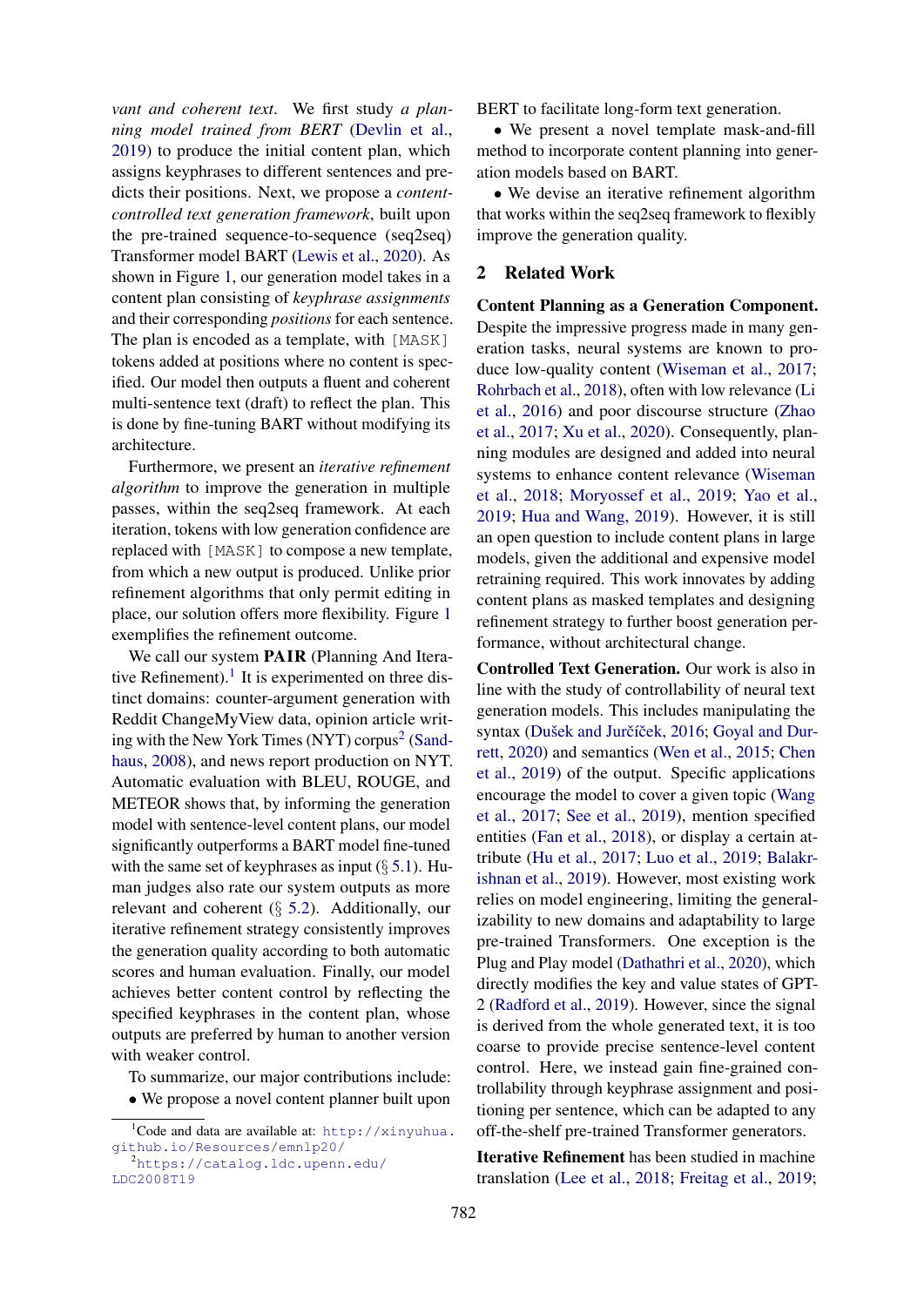*vant and coherent text*. We first study *a planning model trained from BERT* (Devlin et al., 2019) to produce the initial content plan, which assigns keyphrases to different sentences and predicts their positions. Next, we propose a *content-controlled text generation framework*, built upon the pre-trained sequence-to-sequence (seq2seq) Transformer model BART (Lewis et al., 2020). As shown in Figure 1, our generation model takes in a content plan consisting of *keyphrase assignments* and their corresponding *positions* for each sentence. The plan is encoded as a template, with `[MASK]` tokens added at positions where no content is specified. Our model then outputs a fluent and coherent multi-sentence text (draft) to reflect the plan. This is done by fine-tuning BART without modifying its architecture.

Furthermore, we present an *iterative refinement algorithm* to improve the generation in multiple passes, within the seq2seq framework. At each iteration, tokens with low generation confidence are replaced with `[MASK]` to compose a new template, from which a new output is produced. Unlike prior refinement algorithms that only permit editing in place, our solution offers more flexibility. Figure 1 exemplifies the refinement outcome.

We call our system **PAIR** (Planning And Iterative Refinement).[1] It is experimented on three distinct domains: counter-argument generation with Reddit ChangeMyView data, opinion article writing with the New York Times (NYT) corpus[2] (Sandhaus, 2008), and news report production on NYT. Automatic evaluation with BLEU, ROUGE, and METEOR shows that, by informing the generation model with sentence-level content plans, our model significantly outperforms a BART model fine-tuned with the same set of keyphrases as input (§ 5.1). Human judges also rate our system outputs as more relevant and coherent (§ 5.2). Additionally, our iterative refinement strategy consistently improves the generation quality according to both automatic scores and human evaluation. Finally, our model achieves better content control by reflecting the specified keyphrases in the content plan, whose outputs are preferred by human to another version with weaker control.

To summarize, our major contributions include:

- We propose a novel content planner built upon BERT to facilitate long-form text generation.
- We present a novel template mask-and-fill method to incorporate content planning into generation models based on BART.
- We devise an iterative refinement algorithm that works within the seq2seq framework to flexibly improve the generation quality.

## 2 Related Work

**Content Planning as a Generation Component.** Despite the impressive progress made in many generation tasks, neural systems are known to produce low-quality content (Wiseman et al., 2017; Rohrbach et al., 2018), often with low relevance (Li et al., 2016) and poor discourse structure (Zhao et al., 2017; Xu et al., 2020). Consequently, planning modules are designed and added into neural systems to enhance content relevance (Wiseman et al., 2018; Moryossef et al., 2019; Yao et al., 2019; Hua and Wang, 2019). However, it is still an open question to include content plans in large models, given the additional and expensive model retraining required. This work innovates by adding content plans as masked templates and designing refinement strategy to further boost generation performance, without architectural change.

**Controlled Text Generation.** Our work is also in line with the study of controllability of neural text generation models. This includes manipulating the syntax (Dušek and Jurčíček, 2016; Goyal and Durrett, 2020) and semantics (Wen et al., 2015; Chen et al., 2019) of the output. Specific applications encourage the model to cover a given topic (Wang et al., 2017; See et al., 2019), mention specified entities (Fan et al., 2018), or display a certain attribute (Hu et al., 2017; Luo et al., 2019; Balakrishnan et al., 2019). However, most existing work relies on model engineering, limiting the generalizability to new domains and adaptability to large pre-trained Transformers. One exception is the Plug and Play model (Dathathri et al., 2020), which directly modifies the key and value states of GPT-2 (Radford et al., 2019). However, since the signal is derived from the whole generated text, it is too coarse to provide precise sentence-level content control. Here, we instead gain fine-grained controllability through keyphrase assignment and positioning per sentence, which can be adapted to any off-the-shelf pre-trained Transformer generators.

**Iterative Refinement** has been studied in machine translation (Lee et al., 2018; Freitag et al., 2019;

[1] Code and data are available at: http://xinyuhua.github.io/Resources/emnlp20/

[2] https://catalog.ldc.upenn.edu/LDC2008T19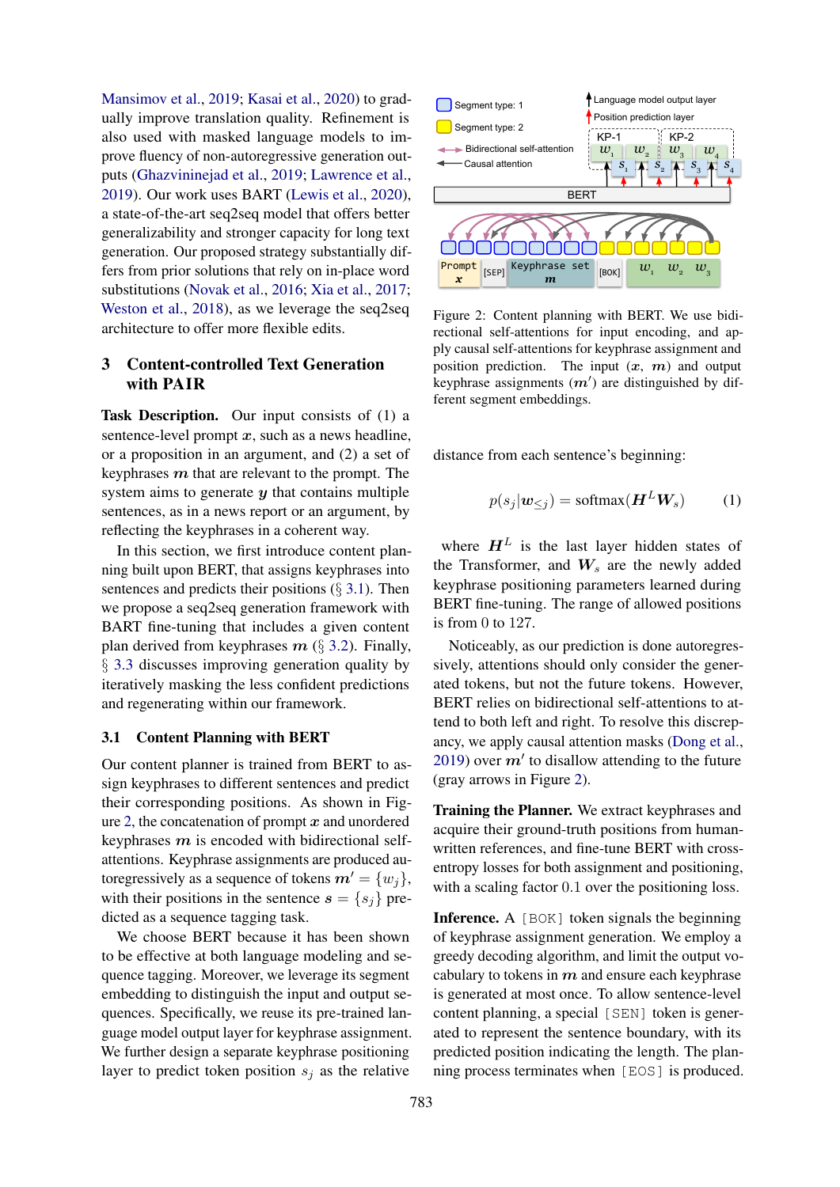Mansimov et al., 2019; Kasai et al., 2020) to gradually improve translation quality. Refinement is also used with masked language models to improve fluency of non-autoregressive generation outputs (Ghazvininejad et al., 2019; Lawrence et al., 2019). Our work uses BART (Lewis et al., 2020), a state-of-the-art seq2seq model that offers better generalizability and stronger capacity for long text generation. Our proposed strategy substantially differs from prior solutions that rely on in-place word substitutions (Novak et al., 2016; Xia et al., 2017; Weston et al., 2018), as we leverage the seq2seq architecture to offer more flexible edits.

## 3 Content-controlled Text Generation with PAIR

**Task Description.** Our input consists of (1) a sentence-level prompt $\boldsymbol{x}$, such as a news headline, or a proposition in an argument, and (2) a set of keyphrases $\boldsymbol{m}$ that are relevant to the prompt. The system aims to generate $\boldsymbol{y}$ that contains multiple sentences, as in a news report or an argument, by reflecting the keyphrases in a coherent way.

In this section, we first introduce content planning built upon BERT, that assigns keyphrases into sentences and predicts their positions (§ 3.1). Then we propose a seq2seq generation framework with BART fine-tuning that includes a given content plan derived from keyphrases $\boldsymbol{m}$ (§ 3.2). Finally, § 3.3 discusses improving generation quality by iteratively masking the less confident predictions and regenerating within our framework.

### 3.1 Content Planning with BERT

Our content planner is trained from BERT to assign keyphrases to different sentences and predict their corresponding positions. As shown in Figure 2, the concatenation of prompt $\boldsymbol{x}$ and unordered keyphrases $\boldsymbol{m}$ is encoded with bidirectional self-attentions. Keyphrase assignments are produced autoregressively as a sequence of tokens $\boldsymbol{m}' = \{w_j\}$, with their positions in the sentence $\boldsymbol{s} = \{s_j\}$ predicted as a sequence tagging task.

We choose BERT because it has been shown to be effective at both language modeling and sequence tagging. Moreover, we leverage its segment embedding to distinguish the input and output sequences. Specifically, we reuse its pre-trained language model output layer for keyphrase assignment. We further design a separate keyphrase positioning layer to predict token position $s_j$ as the relative distance from each sentence's beginning:

$$p(s_j|\boldsymbol{w}_{\leq j}) = \text{softmax}(\boldsymbol{H}^L \boldsymbol{W}_s) \quad (1)$$

Figure 2: Content planning with BERT. We use bidirectional self-attentions for input encoding, and apply causal self-attentions for keyphrase assignment and position prediction. The input $(\boldsymbol{x}, \boldsymbol{m})$ and output keyphrase assignments $(\boldsymbol{m}')$ are distinguished by different segment embeddings.

where $\boldsymbol{H}^L$ is the last layer hidden states of the Transformer, and $\boldsymbol{W}_s$ are the newly added keyphrase positioning parameters learned during BERT fine-tuning. The range of allowed positions is from 0 to 127.

Noticeably, as our prediction is done autoregressively, attentions should only consider the generated tokens, but not the future tokens. However, BERT relies on bidirectional self-attentions to attend to both left and right. To resolve this discrepancy, we apply causal attention masks (Dong et al., 2019) over $\boldsymbol{m}'$ to disallow attending to the future (gray arrows in Figure 2).

**Training the Planner.** We extract keyphrases and acquire their ground-truth positions from human-written references, and fine-tune BERT with cross-entropy losses for both assignment and positioning, with a scaling factor 0.1 over the positioning loss.

**Inference.** A [BOK] token signals the beginning of keyphrase assignment generation. We employ a greedy decoding algorithm, and limit the output vocabulary to tokens in $\boldsymbol{m}$ and ensure each keyphrase is generated at most once. To allow sentence-level content planning, a special [SEN] token is generated to represent the sentence boundary, with its predicted position indicating the length. The planning process terminates when [EOS] is produced.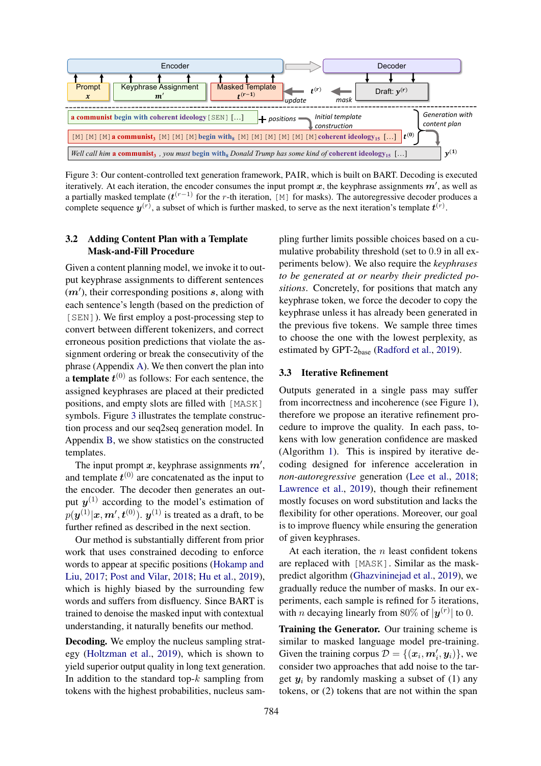Figure 3: Our content-controlled text generation framework, PAIR, which is built on BART. Decoding is executed iteratively. At each iteration, the encoder consumes the input prompt $\boldsymbol{x}$, the keyphrase assignments $\boldsymbol{m}'$, as well as a partially masked template ($\boldsymbol{t}^{(r-1)}$ for the $r$-th iteration, [M] for masks). The autoregressive decoder produces a complete sequence $\boldsymbol{y}^{(r)}$, a subset of which is further masked, to serve as the next iteration's template $\boldsymbol{t}^{(r)}$.

### 3.2 Adding Content Plan with a Template Mask-and-Fill Procedure

Given a content planning model, we invoke it to output keyphrase assignments to different sentences ($\boldsymbol{m}'$), their corresponding positions $\boldsymbol{s}$, along with each sentence's length (based on the prediction of [SEN]). We first employ a post-processing step to convert between different tokenizers, and correct erroneous position predictions that violate the assignment ordering or break the consecutivity of the phrase (Appendix A). We then convert the plan into a **template** $\boldsymbol{t}^{(0)}$ as follows: For each sentence, the assigned keyphrases are placed at their predicted positions, and empty slots are filled with [MASK] symbols. Figure 3 illustrates the template construction process and our seq2seq generation model. In Appendix B, we show statistics on the constructed templates.

The input prompt $\boldsymbol{x}$, keyphrase assignments $\boldsymbol{m}'$, and template $\boldsymbol{t}^{(0)}$ are concatenated as the input to the encoder. The decoder then generates an output $\boldsymbol{y}^{(1)}$ according to the model's estimation of $p(\boldsymbol{y}^{(1)}|\boldsymbol{x}, \boldsymbol{m}', \boldsymbol{t}^{(0)})$. $\boldsymbol{y}^{(1)}$ is treated as a draft, to be further refined as described in the next section.

Our method is substantially different from prior work that uses constrained decoding to enforce words to appear at specific positions (Hokamp and Liu, 2017; Post and Vilar, 2018; Hu et al., 2019), which is highly biased by the surrounding few words and suffers from disfluency. Since BART is trained to denoise the masked input with contextual understanding, it naturally benefits our method.

**Decoding.** We employ the nucleus sampling strategy (Holtzman et al., 2019), which is shown to yield superior output quality in long text generation. In addition to the standard top-$k$ sampling from tokens with the highest probabilities, nucleus sampling further limits possible choices based on a cumulative probability threshold (set to 0.9 in all experiments below). We also require the *keyphrases to be generated at or nearby their predicted positions*. Concretely, for positions that match any keyphrase token, we force the decoder to copy the keyphrase unless it has already been generated in the previous five tokens. We sample three times to choose the one with the lowest perplexity, as estimated by GPT-$2_{\text{base}}$ (Radford et al., 2019).

### 3.3 Iterative Refinement

Outputs generated in a single pass may suffer from incorrectness and incoherence (see Figure 1), therefore we propose an iterative refinement procedure to improve the quality. In each pass, tokens with low generation confidence are masked (Algorithm 1). This is inspired by iterative decoding designed for inference acceleration in *non-autoregressive* generation (Lee et al., 2018; Lawrence et al., 2019), though their refinement mostly focuses on word substitution and lacks the flexibility for other operations. Moreover, our goal is to improve fluency while ensuring the generation of given keyphrases.

At each iteration, the $n$ least confident tokens are replaced with [MASK]. Similar as the mask-predict algorithm (Ghazvininejad et al., 2019), we gradually reduce the number of masks. In our experiments, each sample is refined for 5 iterations, with $n$ decaying linearly from 80% of $|\boldsymbol{y}^{(r)}|$ to 0.

**Training the Generator.** Our training scheme is similar to masked language model pre-training. Given the training corpus $\mathcal{D} = \{(\boldsymbol{x}_i, \boldsymbol{m}'_i, \boldsymbol{y}_i)\}$, we consider two approaches that add noise to the target $\boldsymbol{y}_i$ by randomly masking a subset of (1) any tokens, or (2) tokens that are not within the span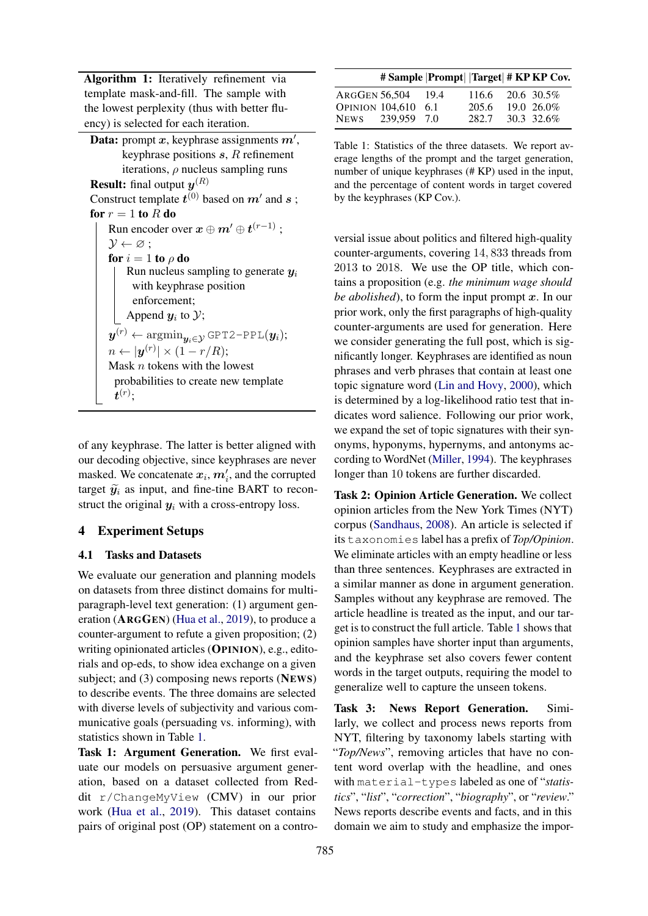**Algorithm 1:** Iteratively refinement via template mask-and-fill. The sample with the lowest perplexity (thus with better fluency) is selected for each iteration.

**Data:** prompt $\boldsymbol{x}$, keyphrase assignments $\boldsymbol{m}'$, keyphrase positions $\boldsymbol{s}$, $R$ refinement iterations, $\rho$ nucleus sampling runs
**Result:** final output $\boldsymbol{y}^{(R)}$
Construct template $\boldsymbol{t}^{(0)}$ based on $\boldsymbol{m}'$ and $\boldsymbol{s}$ ;
**for** $r = 1$ **to** $R$ **do**
  Run encoder over $\boldsymbol{x} \oplus \boldsymbol{m}' \oplus \boldsymbol{t}^{(r-1)}$ ;
  $\mathcal{Y} \leftarrow \varnothing$ ;
  **for** $i = 1$ **to** $\rho$ **do**
    Run nucleus sampling to generate $\boldsymbol{y}_i$ with keyphrase position enforcement;
    Append $\boldsymbol{y}_i$ to $\mathcal{Y}$;
  $\boldsymbol{y}^{(r)} \leftarrow \text{argmin}_{\boldsymbol{y}_i \in \mathcal{Y}}$ `GPT2-PPL`$(\boldsymbol{y}_i)$;
  $n \leftarrow |\boldsymbol{y}^{(r)}| \times (1 - r/R)$;
  Mask $n$ tokens with the lowest probabilities to create new template $\boldsymbol{t}^{(r)}$;

of any keyphrase. The latter is better aligned with our decoding objective, since keyphrases are never masked. We concatenate $\boldsymbol{x}_i$, $\boldsymbol{m}'_i$, and the corrupted target $\widetilde{\boldsymbol{y}}_i$ as input, and fine-tine BART to reconstruct the original $\boldsymbol{y}_i$ with a cross-entropy loss.

## 4 Experiment Setups

### 4.1 Tasks and Datasets

We evaluate our generation and planning models on datasets from three distinct domains for multi-paragraph-level text generation: (1) argument generation (**ArgGen**) (Hua et al., 2019), to produce a counter-argument to refute a given proposition; (2) writing opinionated articles (**Opinion**), e.g., editorials and op-eds, to show idea exchange on a given subject; and (3) composing news reports (**News**) to describe events. The three domains are selected with diverse levels of subjectivity and various communicative goals (persuading vs. informing), with statistics shown in Table 1.

**Task 1: Argument Generation.** We first evaluate our models on persuasive argument generation, based on a dataset collected from Reddit `r/ChangeMyView` (CMV) in our prior work (Hua et al., 2019). This dataset contains pairs of original post (OP) statement on a controversial issue about politics and filtered high-quality counter-arguments, covering 14,833 threads from 2013 to 2018. We use the OP title, which contains a proposition (e.g. *the minimum wage should be abolished*), to form the input prompt $\boldsymbol{x}$. In our prior work, only the first paragraphs of high-quality counter-arguments are used for generation. Here we consider generating the full post, which is significantly longer. Keyphrases are identified as noun phrases and verb phrases that contain at least one topic signature word (Lin and Hovy, 2000), which is determined by a log-likelihood ratio test that indicates word salience. Following our prior work, we expand the set of topic signatures with their synonyms, hyponyms, hypernyms, and antonyms according to WordNet (Miller, 1994). The keyphrases longer than 10 tokens are further discarded.

| | # Sample | \|Prompt\| | \|Target\| | # KP | KP Cov. |
|---|---|---|---|---|---|
| ArgGen | 56,504 | 19.4 | 116.6 | 20.6 | 30.5% |
| Opinion | 104,610 | 6.1 | 205.6 | 19.0 | 26.0% |
| News | 239,959 | 7.0 | 282.7 | 30.3 | 32.6% |

Table 1: Statistics of the three datasets. We report average lengths of the prompt and the target generation, number of unique keyphrases (# KP) used in the input, and the percentage of content words in target covered by the keyphrases (KP Cov.).

**Task 2: Opinion Article Generation.** We collect opinion articles from the New York Times (NYT) corpus (Sandhaus, 2008). An article is selected if its `taxonomies` label has a prefix of *Top/Opinion*. We eliminate articles with an empty headline or less than three sentences. Keyphrases are extracted in a similar manner as done in argument generation. Samples without any keyphrase are removed. The article headline is treated as the input, and our target is to construct the full article. Table 1 shows that opinion samples have shorter input than arguments, and the keyphrase set also covers fewer content words in the target outputs, requiring the model to generalize well to capture the unseen tokens.

**Task 3: News Report Generation.** Similarly, we collect and process news reports from NYT, filtering by taxonomy labels starting with "*Top/News*", removing articles that have no content word overlap with the headline, and ones with `material-types` labeled as one of "*statistics*", "*list*", "*correction*", "*biography*", or "*review*." News reports describe events and facts, and in this domain we aim to study and emphasize the impor-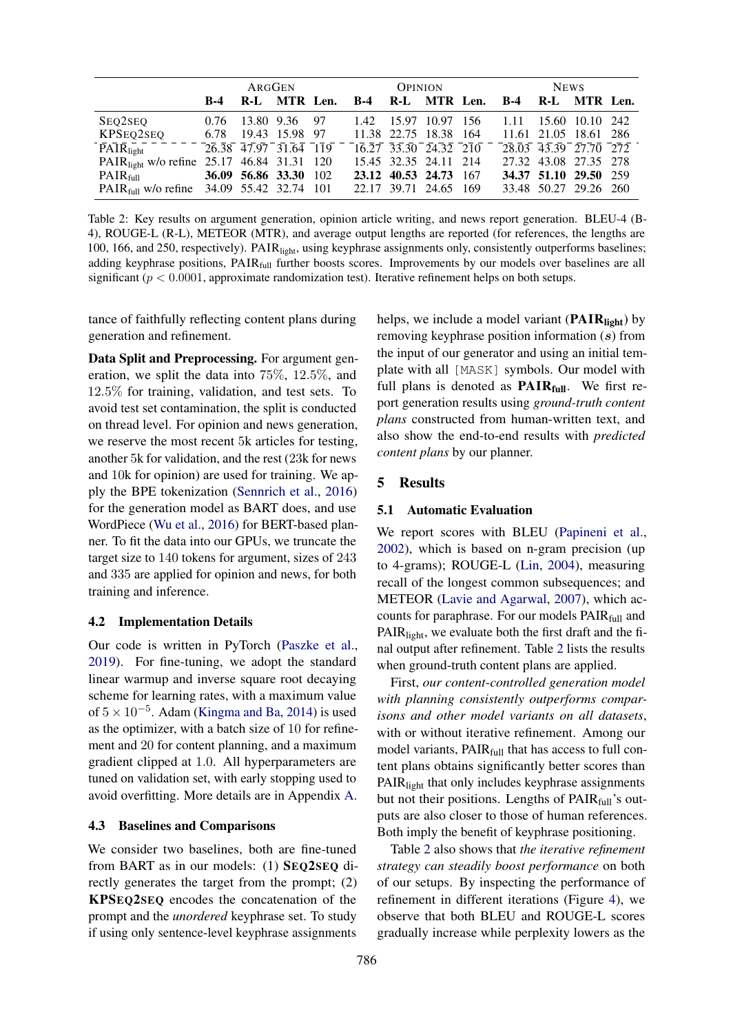| | ArgGen | | | | Opinion | | | | News | | | |
|---|---|---|---|---|---|---|---|---|---|---|---|---|
| | **B-4** | **R-L** | **MTR** | **Len.** | **B-4** | **R-L** | **MTR** | **Len.** | **B-4** | **R-L** | **MTR** | **Len.** |
| Seq2Seq | 0.76 | 13.80 | 9.36 | 97 | 1.42 | 15.97 | 10.97 | 156 | 1.11 | 15.60 | 10.10 | 242 |
| KPSeq2Seq | 6.78 | 19.43 | 15.98 | 97 | 11.38 | 22.75 | 18.38 | 164 | 11.61 | 21.05 | 18.61 | 286 |
| $\text{PAIR}_{\text{light}}$ | 26.38 | 47.97 | 31.64 | 119 | 16.27 | 33.30 | 24.32 | 210 | 28.03 | 43.39 | 27.70 | 272 |
| $\text{PAIR}_{\text{light}}$ w/o refine | 25.17 | 46.84 | 31.31 | 120 | 15.45 | 32.35 | 24.11 | 214 | 27.32 | 43.08 | 27.35 | 278 |
| $\text{PAIR}_{\text{full}}$ | **36.09** | **56.86** | **33.30** | 102 | **23.12** | **40.53** | **24.73** | 167 | **34.37** | **51.10** | **29.50** | 259 |
| $\text{PAIR}_{\text{full}}$ w/o refine | 34.09 | 55.42 | 32.74 | 101 | 22.17 | 39.71 | 24.65 | 169 | 33.48 | 50.27 | 29.26 | 260 |

Table 2: Key results on argument generation, opinion article writing, and news report generation. BLEU-4 (B-4), ROUGE-L (R-L), METEOR (MTR), and average output lengths are reported (for references, the lengths are 100, 166, and 250, respectively). $\text{PAIR}_{\text{light}}$, using keyphrase assignments only, consistently outperforms baselines; adding keyphrase positions, $\text{PAIR}_{\text{full}}$ further boosts scores. Improvements by our models over baselines are all significant ($p < 0.0001$, approximate randomization test). Iterative refinement helps on both setups.

tance of faithfully reflecting content plans during generation and refinement.

**Data Split and Preprocessing.** For argument generation, we split the data into 75%, 12.5%, and 12.5% for training, validation, and test sets. To avoid test set contamination, the split is conducted on thread level. For opinion and news generation, we reserve the most recent 5k articles for testing, another 5k for validation, and the rest (23k for news and 10k for opinion) are used for training. We apply the BPE tokenization (Sennrich et al., 2016) for the generation model as BART does, and use WordPiece (Wu et al., 2016) for BERT-based planner. To fit the data into our GPUs, we truncate the target size to 140 tokens for argument, sizes of 243 and 335 are applied for opinion and news, for both training and inference.

## 4.2 Implementation Details

Our code is written in PyTorch (Paszke et al., 2019). For fine-tuning, we adopt the standard linear warmup and inverse square root decaying scheme for learning rates, with a maximum value of $5 \times 10^{-5}$. Adam (Kingma and Ba, 2014) is used as the optimizer, with a batch size of 10 for refinement and 20 for content planning, and a maximum gradient clipped at 1.0. All hyperparameters are tuned on validation set, with early stopping used to avoid overfitting. More details are in Appendix A.

## 4.3 Baselines and Comparisons

We consider two baselines, both are fine-tuned from BART as in our models: (1) **Seq2Seq** directly generates the target from the prompt; (2) **KPSeq2Seq** encodes the concatenation of the prompt and the *unordered* keyphrase set. To study if using only sentence-level keyphrase assignments helps, we include a model variant (**$\text{PAIR}_{\text{light}}$**) by removing keyphrase position information ($s$) from the input of our generator and using an initial template with all `[MASK]` symbols. Our model with full plans is denoted as **$\text{PAIR}_{\text{full}}$**. We first report generation results using *ground-truth content plans* constructed from human-written text, and also show the end-to-end results with *predicted content plans* by our planner.

# 5 Results

## 5.1 Automatic Evaluation

We report scores with BLEU (Papineni et al., 2002), which is based on n-gram precision (up to 4-grams); ROUGE-L (Lin, 2004), measuring recall of the longest common subsequences; and METEOR (Lavie and Agarwal, 2007), which accounts for paraphrase. For our models $\text{PAIR}_{\text{full}}$ and $\text{PAIR}_{\text{light}}$, we evaluate both the first draft and the final output after refinement. Table 2 lists the results when ground-truth content plans are applied.

First, *our content-controlled generation model with planning consistently outperforms comparisons and other model variants on all datasets*, with or without iterative refinement. Among our model variants, $\text{PAIR}_{\text{full}}$ that has access to full content plans obtains significantly better scores than $\text{PAIR}_{\text{light}}$ that only includes keyphrase assignments but not their positions. Lengths of $\text{PAIR}_{\text{full}}$'s outputs are also closer to those of human references. Both imply the benefit of keyphrase positioning.

Table 2 also shows that *the iterative refinement strategy can steadily boost performance* on both of our setups. By inspecting the performance of refinement in different iterations (Figure 4), we observe that both BLEU and ROUGE-L scores gradually increase while perplexity lowers as the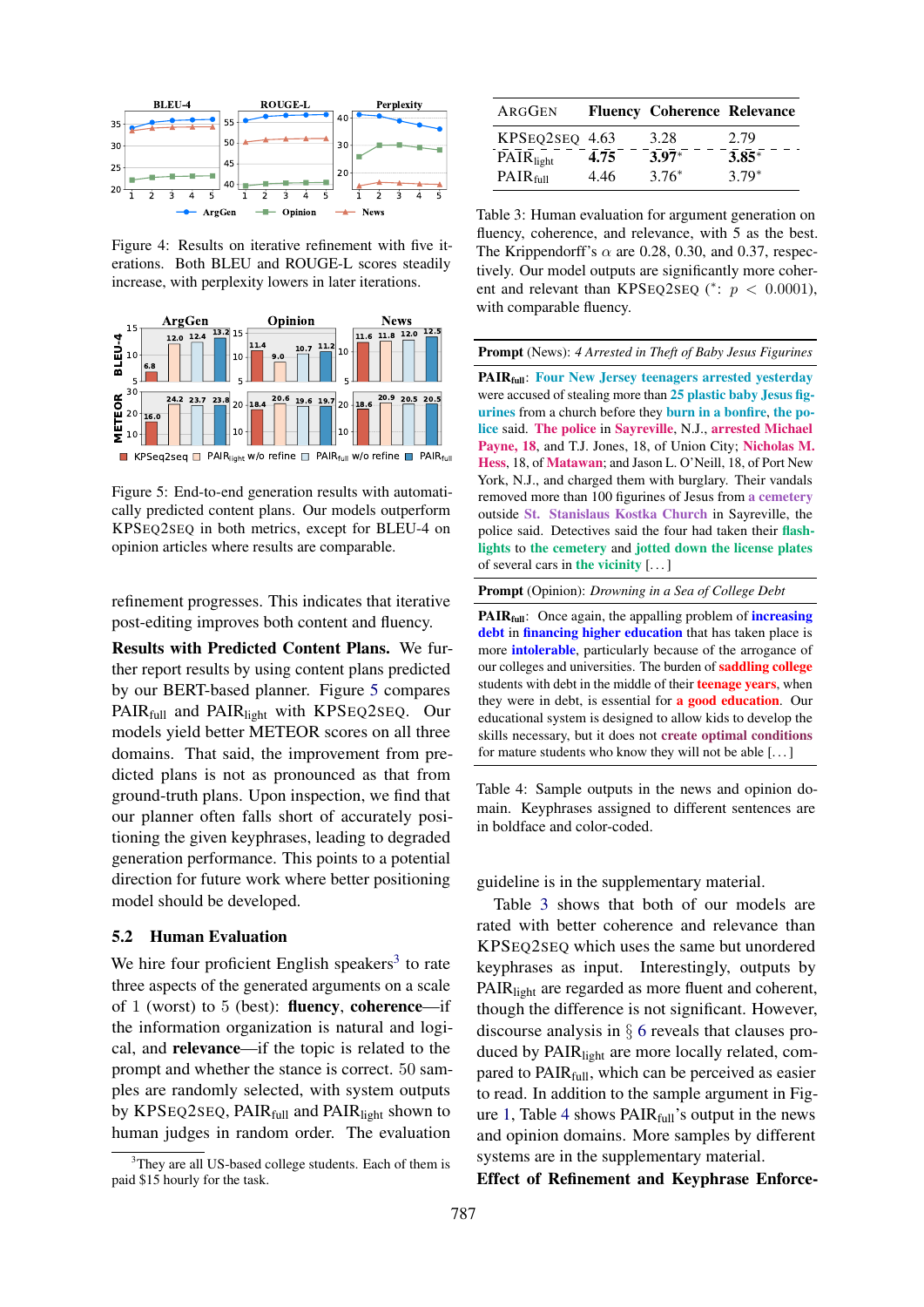Figure 4: Results on iterative refinement with five iterations. Both BLEU and ROUGE-L scores steadily increase, with perplexity lowers in later iterations.

Figure 5: End-to-end generation results with automatically predicted content plans. Our models outperform KPSEQ2SEQ in both metrics, except for BLEU-4 on opinion articles where results are comparable.

refinement progresses. This indicates that iterative post-editing improves both content and fluency.

**Results with Predicted Content Plans.** We further report results by using content plans predicted by our BERT-based planner. Figure 5 compares $\text{PAIR}_{\text{full}}$ and $\text{PAIR}_{\text{light}}$ with KPSEQ2SEQ. Our models yield better METEOR scores on all three domains. That said, the improvement from predicted plans is not as pronounced as that from ground-truth plans. Upon inspection, we find that our planner often falls short of accurately positioning the given keyphrases, leading to degraded generation performance. This points to a potential direction for future work where better positioning model should be developed.

## 5.2 Human Evaluation

We hire four proficient English speakers[3] to rate three aspects of the generated arguments on a scale of 1 (worst) to 5 (best): **fluency**, **coherence**—if the information organization is natural and logical, and **relevance**—if the topic is related to the prompt and whether the stance is correct. 50 samples are randomly selected, with system outputs by KPSEQ2SEQ, $\text{PAIR}_{\text{full}}$ and $\text{PAIR}_{\text{light}}$ shown to human judges in random order. The evaluation guideline is in the supplementary material.

[3] They are all US-based college students. Each of them is paid $15 hourly for the task.

| ArgGen | Fluency | Coherence | Relevance |
|---|---|---|---|
| KPSEQ2SEQ | 4.63 | 3.28 | 2.79 |
| $\text{PAIR}_{\text{light}}$ | **4.75** | **3.97*** | **3.85*** |
| $\text{PAIR}_{\text{full}}$ | 4.46 | 3.76* | 3.79* |

Table 3: Human evaluation for argument generation on fluency, coherence, and relevance, with 5 as the best. The Krippendorff's $\alpha$ are 0.28, 0.30, and 0.37, respectively. Our model outputs are significantly more coherent and relevant than KPSEQ2SEQ ($^*$: $p < 0.0001$), with comparable fluency.

**Prompt** (News): *4 Arrested in Theft of Baby Jesus Figurines*

**$\text{PAIR}_{\text{full}}$**: **Four New Jersey teenagers arrested yesterday** were accused of stealing more than **25 plastic baby Jesus figurines** from a church before they **burn in a bonfire**, **the police** said. **The police** in **Sayreville**, N.J., **arrested Michael Payne, 18**, and T.J. Jones, 18, of Union City; **Nicholas M. Hess**, 18, of **Matawan**; and Jason L. O'Neill, 18, of Port New York, N.J., and charged them with burglary. Their vandals removed more than 100 figurines of Jesus from **a cemetery** outside **St. Stanislaus Kostka Church** in Sayreville, the police said. Detectives said the four had taken their **flashlights** to **the cemetery** and **jotted down the license plates** of several cars in **the vicinity** [...]

**Prompt** (Opinion): *Drowning in a Sea of College Debt*

**$\text{PAIR}_{\text{full}}$**: Once again, the appalling problem of **increasing debt** in **financing higher education** that has taken place is more **intolerable**, particularly because of the arrogance of our colleges and universities. The burden of **saddling college** students with debt in the middle of their **teenage years**, when they were in debt, is essential for **a good education**. Our educational system is designed to allow kids to develop the skills necessary, but it does not **create optimal conditions** for mature students who know they will not be able [...]

Table 4: Sample outputs in the news and opinion domain. Keyphrases assigned to different sentences are in boldface and color-coded.

Table 3 shows that both of our models are rated with better coherence and relevance than KPSEQ2SEQ which uses the same but unordered keyphrases as input. Interestingly, outputs by $\text{PAIR}_{\text{light}}$ are regarded as more fluent and coherent, though the difference is not significant. However, discourse analysis in § 6 reveals that clauses produced by $\text{PAIR}_{\text{light}}$ are more locally related, compared to $\text{PAIR}_{\text{full}}$, which can be perceived as easier to read. In addition to the sample argument in Figure 1, Table 4 shows $\text{PAIR}_{\text{full}}$'s output in the news and opinion domains. More samples by different systems are in the supplementary material.

**Effect of Refinement and Keyphrase Enforce-**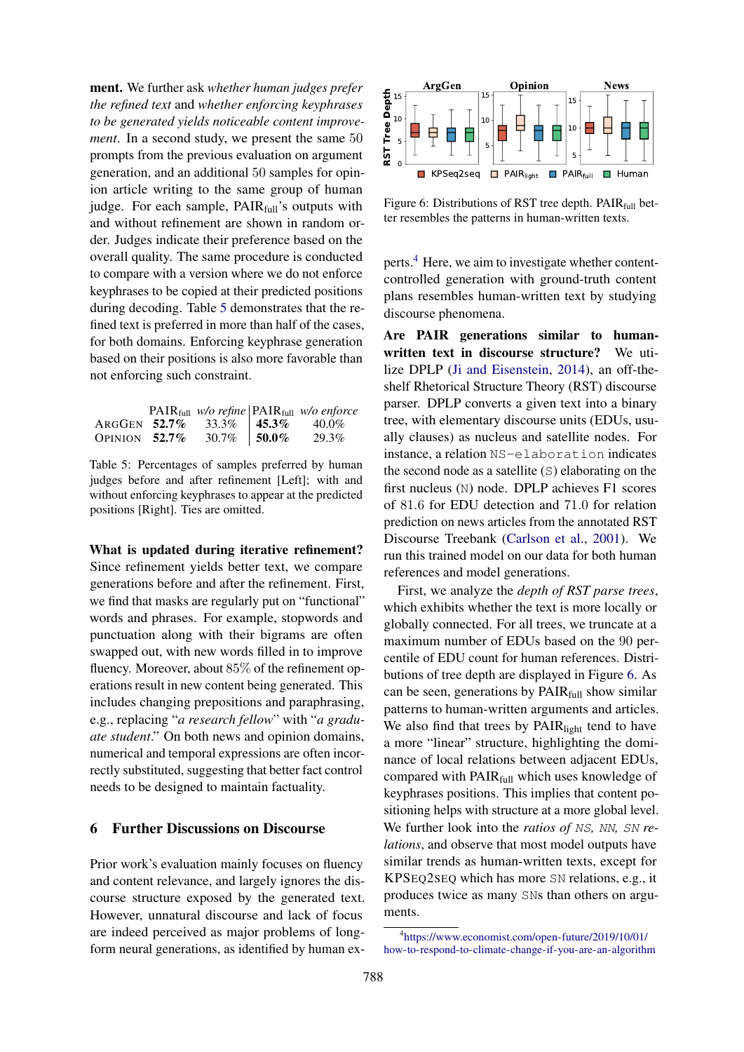**ment.** We further ask *whether human judges prefer the refined text* and *whether enforcing keyphrases to be generated yields noticeable content improvement*. In a second study, we present the same 50 prompts from the previous evaluation on argument generation, and an additional 50 samples for opinion article writing to the same group of human judge. For each sample, $\text{PAIR}_{\text{full}}$'s outputs with and without refinement are shown in random order. Judges indicate their preference based on the overall quality. The same procedure is conducted to compare with a version where we do not enforce keyphrases to be copied at their predicted positions during decoding. Table 5 demonstrates that the refined text is preferred in more than half of the cases, for both domains. Enforcing keyphrase generation based on their positions is also more favorable than not enforcing such constraint.

| | $\text{PAIR}_{\text{full}}$ | *w/o refine* | $\text{PAIR}_{\text{full}}$ | *w/o enforce* |
|---|---|---|---|---|
| ArgGen | **52.7%** | 33.3% | **45.3%** | 40.0% |
| Opinion | **52.7%** | 30.7% | **50.0%** | 29.3% |

Table 5: Percentages of samples preferred by human judges before and after refinement [Left]; with and without enforcing keyphrases to appear at the predicted positions [Right]. Ties are omitted.

**What is updated during iterative refinement?** Since refinement yields better text, we compare generations before and after the refinement. First, we find that masks are regularly put on "functional" words and phrases. For example, stopwords and punctuation along with their bigrams are often swapped out, with new words filled in to improve fluency. Moreover, about 85% of the refinement operations result in new content being generated. This includes changing prepositions and paraphrasing, e.g., replacing "*a research fellow*" with "*a graduate student*." On both news and opinion domains, numerical and temporal expressions are often incorrectly substituted, suggesting that better fact control needs to be designed to maintain factuality.

## 6 Further Discussions on Discourse

Prior work's evaluation mainly focuses on fluency and content relevance, and largely ignores the discourse structure exposed by the generated text. However, unnatural discourse and lack of focus are indeed perceived as major problems of long-form neural generations, as identified by human experts.[4] Here, we aim to investigate whether content-controlled generation with ground-truth content plans resembles human-written text by studying discourse phenomena.

Figure 6: Distributions of RST tree depth. $\text{PAIR}_{\text{full}}$ better resembles the patterns in human-written texts.

**Are PAIR generations similar to human-written text in discourse structure?** We utilize DPLP (Ji and Eisenstein, 2014), an off-the-shelf Rhetorical Structure Theory (RST) discourse parser. DPLP converts a given text into a binary tree, with elementary discourse units (EDUs, usually clauses) as nucleus and satellite nodes. For instance, a relation `NS-elaboration` indicates the second node as a satellite (`S`) elaborating on the first nucleus (`N`) node. DPLP achieves F1 scores of 81.6 for EDU detection and 71.0 for relation prediction on news articles from the annotated RST Discourse Treebank (Carlson et al., 2001). We run this trained model on our data for both human references and model generations.

First, we analyze the *depth of RST parse trees*, which exhibits whether the text is more locally or globally connected. For all trees, we truncate at a maximum number of EDUs based on the 90 percentile of EDU count for human references. Distributions of tree depth are displayed in Figure 6. As can be seen, generations by $\text{PAIR}_{\text{full}}$ show similar patterns to human-written arguments and articles. We also find that trees by $\text{PAIR}_{\text{light}}$ tend to have a more "linear" structure, highlighting the dominance of local relations between adjacent EDUs, compared with $\text{PAIR}_{\text{full}}$ which uses knowledge of keyphrases positions. This implies that content positioning helps with structure at a more global level. We further look into the *ratios of* `NS`*,* `NN`*,* `SN` *relations*, and observe that most model outputs have similar trends as human-written texts, except for KPSeq2Seq which has more `SN` relations, e.g., it produces twice as many `SN`s than others on arguments.

[4] https://www.economist.com/open-future/2019/10/01/how-to-respond-to-climate-change-if-you-are-an-algorithm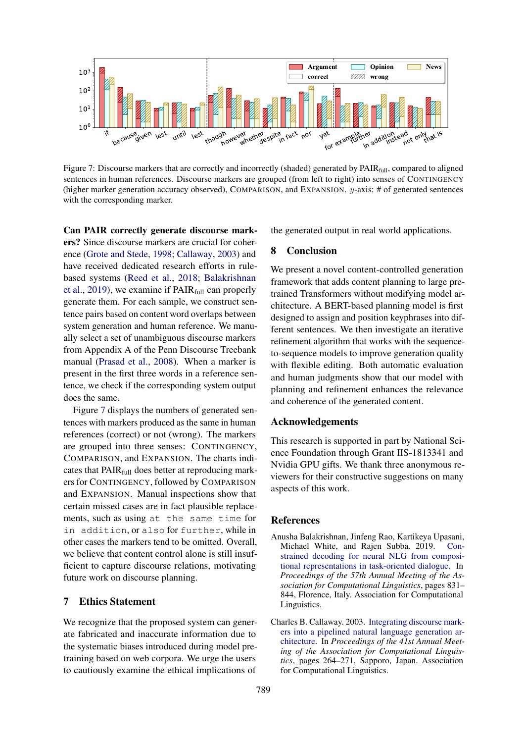Figure 7: Discourse markers that are correctly and incorrectly (shaded) generated by PAIR$_{\text{full}}$, compared to aligned sentences in human references. Discourse markers are grouped (from left to right) into senses of CONTINGENCY (higher marker generation accuracy observed), COMPARISON, and EXPANSION. $y$-axis: # of generated sentences with the corresponding marker.

**Can PAIR correctly generate discourse markers?** Since discourse markers are crucial for coherence (Grote and Stede, 1998; Callaway, 2003) and have received dedicated research efforts in rule-based systems (Reed et al., 2018; Balakrishnan et al., 2019), we examine if PAIR$_{\text{full}}$ can properly generate them. For each sample, we construct sentence pairs based on content word overlaps between system generation and human reference. We manually select a set of unambiguous discourse markers from Appendix A of the Penn Discourse Treebank manual (Prasad et al., 2008). When a marker is present in the first three words in a reference sentence, we check if the corresponding system output does the same.

Figure 7 displays the numbers of generated sentences with markers produced as the same in human references (correct) or not (wrong). The markers are grouped into three senses: CONTINGENCY, COMPARISON, and EXPANSION. The charts indicates that PAIR$_{\text{full}}$ does better at reproducing markers for CONTINGENCY, followed by COMPARISON and EXPANSION. Manual inspections show that certain missed cases are in fact plausible replacements, such as using `at the same time` for `in addition`, or `also` for `further`, while in other cases the markers tend to be omitted. Overall, we believe that content control alone is still insufficient to capture discourse relations, motivating future work on discourse planning.

## 7 Ethics Statement

We recognize that the proposed system can generate fabricated and inaccurate information due to the systematic biases introduced during model pretraining based on web corpora. We urge the users to cautiously examine the ethical implications of the generated output in real world applications.

## 8 Conclusion

We present a novel content-controlled generation framework that adds content planning to large pretrained Transformers without modifying model architecture. A BERT-based planning model is first designed to assign and position keyphrases into different sentences. We then investigate an iterative refinement algorithm that works with the sequence-to-sequence models to improve generation quality with flexible editing. Both automatic evaluation and human judgments show that our model with planning and refinement enhances the relevance and coherence of the generated content.

## Acknowledgements

This research is supported in part by National Science Foundation through Grant IIS-1813341 and Nvidia GPU gifts. We thank three anonymous reviewers for their constructive suggestions on many aspects of this work.

## References

Anusha Balakrishnan, Jinfeng Rao, Kartikeya Upasani, Michael White, and Rajen Subba. 2019. Constrained decoding for neural NLG from compositional representations in task-oriented dialogue. In *Proceedings of the 57th Annual Meeting of the Association for Computational Linguistics*, pages 831–844, Florence, Italy. Association for Computational Linguistics.

Charles B. Callaway. 2003. Integrating discourse markers into a pipelined natural language generation architecture. In *Proceedings of the 41st Annual Meeting of the Association for Computational Linguistics*, pages 264–271, Sapporo, Japan. Association for Computational Linguistics.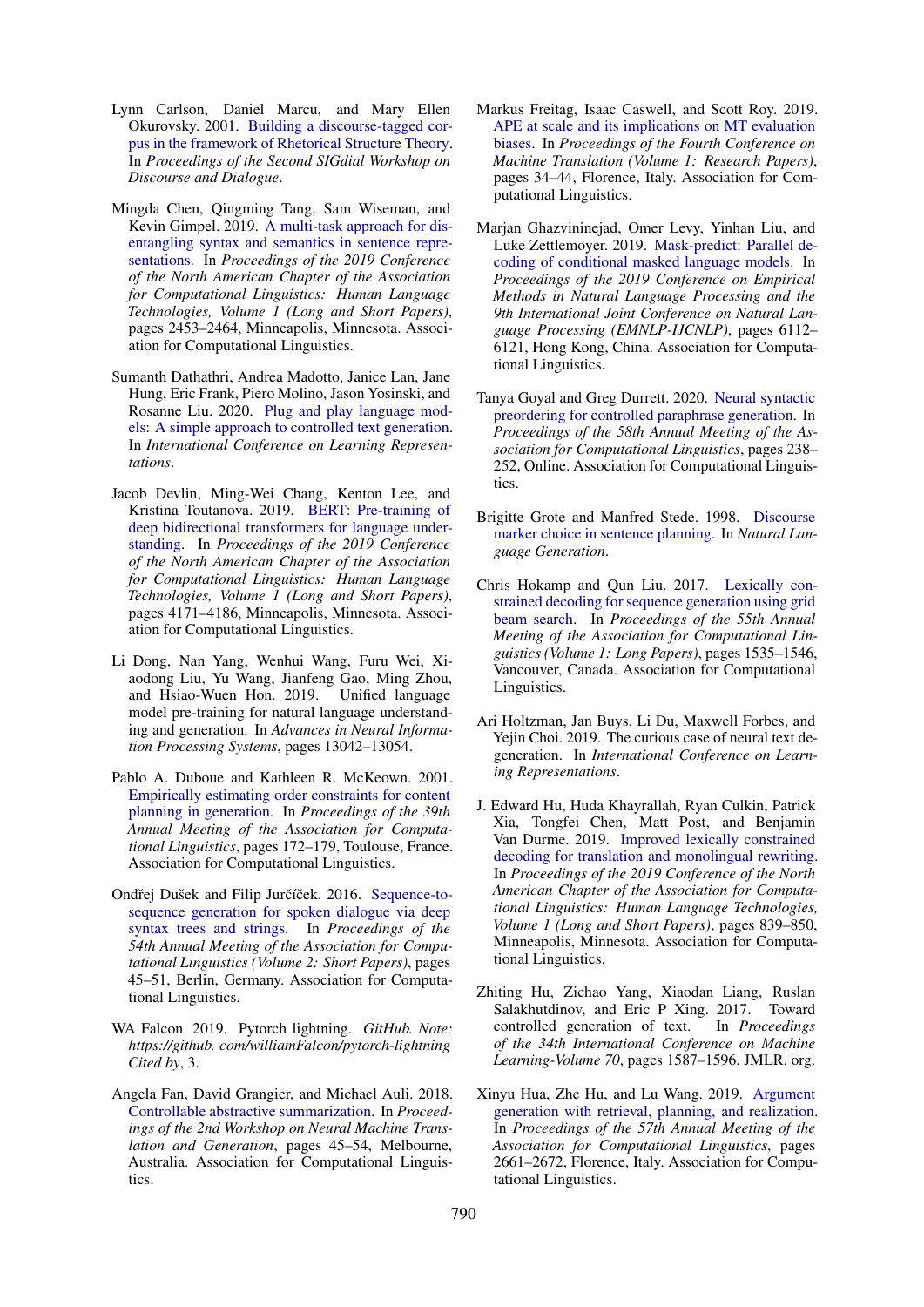Lynn Carlson, Daniel Marcu, and Mary Ellen Okurovsky. 2001. Building a discourse-tagged corpus in the framework of Rhetorical Structure Theory. In *Proceedings of the Second SIGdial Workshop on Discourse and Dialogue*.

Mingda Chen, Qingming Tang, Sam Wiseman, and Kevin Gimpel. 2019. A multi-task approach for disentangling syntax and semantics in sentence representations. In *Proceedings of the 2019 Conference of the North American Chapter of the Association for Computational Linguistics: Human Language Technologies, Volume 1 (Long and Short Papers)*, pages 2453–2464, Minneapolis, Minnesota. Association for Computational Linguistics.

Sumanth Dathathri, Andrea Madotto, Janice Lan, Jane Hung, Eric Frank, Piero Molino, Jason Yosinski, and Rosanne Liu. 2020. Plug and play language models: A simple approach to controlled text generation. In *International Conference on Learning Representations*.

Jacob Devlin, Ming-Wei Chang, Kenton Lee, and Kristina Toutanova. 2019. BERT: Pre-training of deep bidirectional transformers for language understanding. In *Proceedings of the 2019 Conference of the North American Chapter of the Association for Computational Linguistics: Human Language Technologies, Volume 1 (Long and Short Papers)*, pages 4171–4186, Minneapolis, Minnesota. Association for Computational Linguistics.

Li Dong, Nan Yang, Wenhui Wang, Furu Wei, Xiaodong Liu, Yu Wang, Jianfeng Gao, Ming Zhou, and Hsiao-Wuen Hon. 2019. Unified language model pre-training for natural language understanding and generation. In *Advances in Neural Information Processing Systems*, pages 13042–13054.

Pablo A. Duboue and Kathleen R. McKeown. 2001. Empirically estimating order constraints for content planning in generation. In *Proceedings of the 39th Annual Meeting of the Association for Computational Linguistics*, pages 172–179, Toulouse, France. Association for Computational Linguistics.

Ondřej Dušek and Filip Jurčíček. 2016. Sequence-to-sequence generation for spoken dialogue via deep syntax trees and strings. In *Proceedings of the 54th Annual Meeting of the Association for Computational Linguistics (Volume 2: Short Papers)*, pages 45–51, Berlin, Germany. Association for Computational Linguistics.

WA Falcon. 2019. Pytorch lightning. *GitHub. Note: https://github. com/williamFalcon/pytorch-lightning Cited by*, 3.

Angela Fan, David Grangier, and Michael Auli. 2018. Controllable abstractive summarization. In *Proceedings of the 2nd Workshop on Neural Machine Translation and Generation*, pages 45–54, Melbourne, Australia. Association for Computational Linguistics.

Markus Freitag, Isaac Caswell, and Scott Roy. 2019. APE at scale and its implications on MT evaluation biases. In *Proceedings of the Fourth Conference on Machine Translation (Volume 1: Research Papers)*, pages 34–44, Florence, Italy. Association for Computational Linguistics.

Marjan Ghazvininejad, Omer Levy, Yinhan Liu, and Luke Zettlemoyer. 2019. Mask-predict: Parallel decoding of conditional masked language models. In *Proceedings of the 2019 Conference on Empirical Methods in Natural Language Processing and the 9th International Joint Conference on Natural Language Processing (EMNLP-IJCNLP)*, pages 6112–6121, Hong Kong, China. Association for Computational Linguistics.

Tanya Goyal and Greg Durrett. 2020. Neural syntactic preordering for controlled paraphrase generation. In *Proceedings of the 58th Annual Meeting of the Association for Computational Linguistics*, pages 238–252, Online. Association for Computational Linguistics.

Brigitte Grote and Manfred Stede. 1998. Discourse marker choice in sentence planning. In *Natural Language Generation*.

Chris Hokamp and Qun Liu. 2017. Lexically constrained decoding for sequence generation using grid beam search. In *Proceedings of the 55th Annual Meeting of the Association for Computational Linguistics (Volume 1: Long Papers)*, pages 1535–1546, Vancouver, Canada. Association for Computational Linguistics.

Ari Holtzman, Jan Buys, Li Du, Maxwell Forbes, and Yejin Choi. 2019. The curious case of neural text degeneration. In *International Conference on Learning Representations*.

J. Edward Hu, Huda Khayrallah, Ryan Culkin, Patrick Xia, Tongfei Chen, Matt Post, and Benjamin Van Durme. 2019. Improved lexically constrained decoding for translation and monolingual rewriting. In *Proceedings of the 2019 Conference of the North American Chapter of the Association for Computational Linguistics: Human Language Technologies, Volume 1 (Long and Short Papers)*, pages 839–850, Minneapolis, Minnesota. Association for Computational Linguistics.

Zhiting Hu, Zichao Yang, Xiaodan Liang, Ruslan Salakhutdinov, and Eric P Xing. 2017. Toward controlled generation of text. In *Proceedings of the 34th International Conference on Machine Learning-Volume 70*, pages 1587–1596. JMLR. org.

Xinyu Hua, Zhe Hu, and Lu Wang. 2019. Argument generation with retrieval, planning, and realization. In *Proceedings of the 57th Annual Meeting of the Association for Computational Linguistics*, pages 2661–2672, Florence, Italy. Association for Computational Linguistics.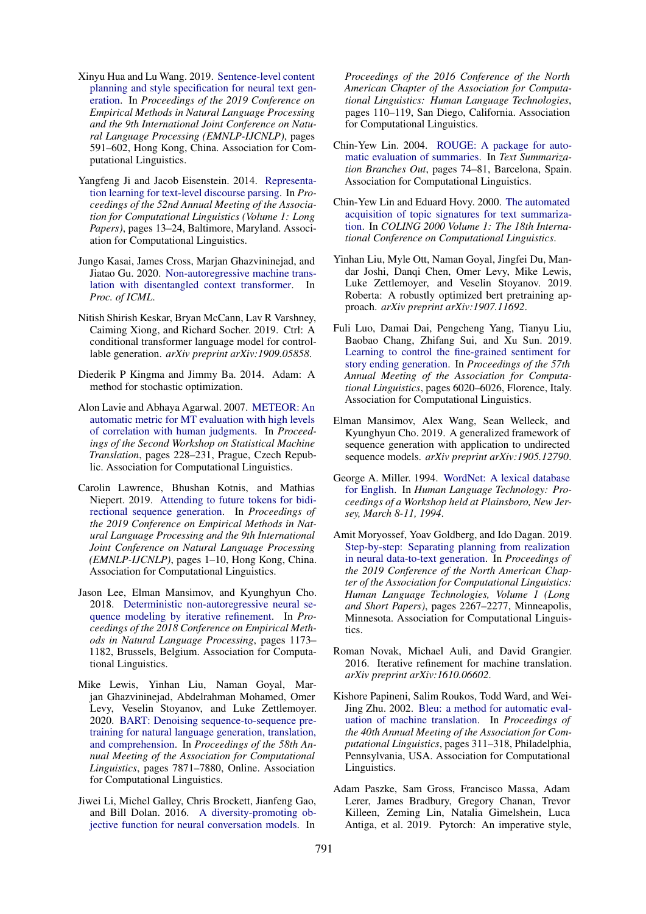Xinyu Hua and Lu Wang. 2019. Sentence-level content planning and style specification for neural text generation. In *Proceedings of the 2019 Conference on Empirical Methods in Natural Language Processing and the 9th International Joint Conference on Natural Language Processing (EMNLP-IJCNLP)*, pages 591–602, Hong Kong, China. Association for Computational Linguistics.

Yangfeng Ji and Jacob Eisenstein. 2014. Representation learning for text-level discourse parsing. In *Proceedings of the 52nd Annual Meeting of the Association for Computational Linguistics (Volume 1: Long Papers)*, pages 13–24, Baltimore, Maryland. Association for Computational Linguistics.

Jungo Kasai, James Cross, Marjan Ghazvininejad, and Jiatao Gu. 2020. Non-autoregressive machine translation with disentangled context transformer. In *Proc. of ICML*.

Nitish Shirish Keskar, Bryan McCann, Lav R Varshney, Caiming Xiong, and Richard Socher. 2019. Ctrl: A conditional transformer language model for controllable generation. *arXiv preprint arXiv:1909.05858*.

Diederik P Kingma and Jimmy Ba. 2014. Adam: A method for stochastic optimization.

Alon Lavie and Abhaya Agarwal. 2007. METEOR: An automatic metric for MT evaluation with high levels of correlation with human judgments. In *Proceedings of the Second Workshop on Statistical Machine Translation*, pages 228–231, Prague, Czech Republic. Association for Computational Linguistics.

Carolin Lawrence, Bhushan Kotnis, and Mathias Niepert. 2019. Attending to future tokens for bidirectional sequence generation. In *Proceedings of the 2019 Conference on Empirical Methods in Natural Language Processing and the 9th International Joint Conference on Natural Language Processing (EMNLP-IJCNLP)*, pages 1–10, Hong Kong, China. Association for Computational Linguistics.

Jason Lee, Elman Mansimov, and Kyunghyun Cho. 2018. Deterministic non-autoregressive neural sequence modeling by iterative refinement. In *Proceedings of the 2018 Conference on Empirical Methods in Natural Language Processing*, pages 1173–1182, Brussels, Belgium. Association for Computational Linguistics.

Mike Lewis, Yinhan Liu, Naman Goyal, Marjan Ghazvininejad, Abdelrahman Mohamed, Omer Levy, Veselin Stoyanov, and Luke Zettlemoyer. 2020. BART: Denoising sequence-to-sequence pre-training for natural language generation, translation, and comprehension. In *Proceedings of the 58th Annual Meeting of the Association for Computational Linguistics*, pages 7871–7880, Online. Association for Computational Linguistics.

Jiwei Li, Michel Galley, Chris Brockett, Jianfeng Gao, and Bill Dolan. 2016. A diversity-promoting objective function for neural conversation models. In *Proceedings of the 2016 Conference of the North American Chapter of the Association for Computational Linguistics: Human Language Technologies*, pages 110–119, San Diego, California. Association for Computational Linguistics.

Chin-Yew Lin. 2004. ROUGE: A package for automatic evaluation of summaries. In *Text Summarization Branches Out*, pages 74–81, Barcelona, Spain. Association for Computational Linguistics.

Chin-Yew Lin and Eduard Hovy. 2000. The automated acquisition of topic signatures for text summarization. In *COLING 2000 Volume 1: The 18th International Conference on Computational Linguistics*.

Yinhan Liu, Myle Ott, Naman Goyal, Jingfei Du, Mandar Joshi, Danqi Chen, Omer Levy, Mike Lewis, Luke Zettlemoyer, and Veselin Stoyanov. 2019. Roberta: A robustly optimized bert pretraining approach. *arXiv preprint arXiv:1907.11692*.

Fuli Luo, Damai Dai, Pengcheng Yang, Tianyu Liu, Baobao Chang, Zhifang Sui, and Xu Sun. 2019. Learning to control the fine-grained sentiment for story ending generation. In *Proceedings of the 57th Annual Meeting of the Association for Computational Linguistics*, pages 6020–6026, Florence, Italy. Association for Computational Linguistics.

Elman Mansimov, Alex Wang, Sean Welleck, and Kyunghyun Cho. 2019. A generalized framework of sequence generation with application to undirected sequence models. *arXiv preprint arXiv:1905.12790*.

George A. Miller. 1994. WordNet: A lexical database for English. In *Human Language Technology: Proceedings of a Workshop held at Plainsboro, New Jersey, March 8-11, 1994*.

Amit Moryossef, Yoav Goldberg, and Ido Dagan. 2019. Step-by-step: Separating planning from realization in neural data-to-text generation. In *Proceedings of the 2019 Conference of the North American Chapter of the Association for Computational Linguistics: Human Language Technologies, Volume 1 (Long and Short Papers)*, pages 2267–2277, Minneapolis, Minnesota. Association for Computational Linguistics.

Roman Novak, Michael Auli, and David Grangier. 2016. Iterative refinement for machine translation. *arXiv preprint arXiv:1610.06602*.

Kishore Papineni, Salim Roukos, Todd Ward, and Wei-Jing Zhu. 2002. Bleu: a method for automatic evaluation of machine translation. In *Proceedings of the 40th Annual Meeting of the Association for Computational Linguistics*, pages 311–318, Philadelphia, Pennsylvania, USA. Association for Computational Linguistics.

Adam Paszke, Sam Gross, Francisco Massa, Adam Lerer, James Bradbury, Gregory Chanan, Trevor Killeen, Zeming Lin, Natalia Gimelshein, Luca Antiga, et al. 2019. Pytorch: An imperative style,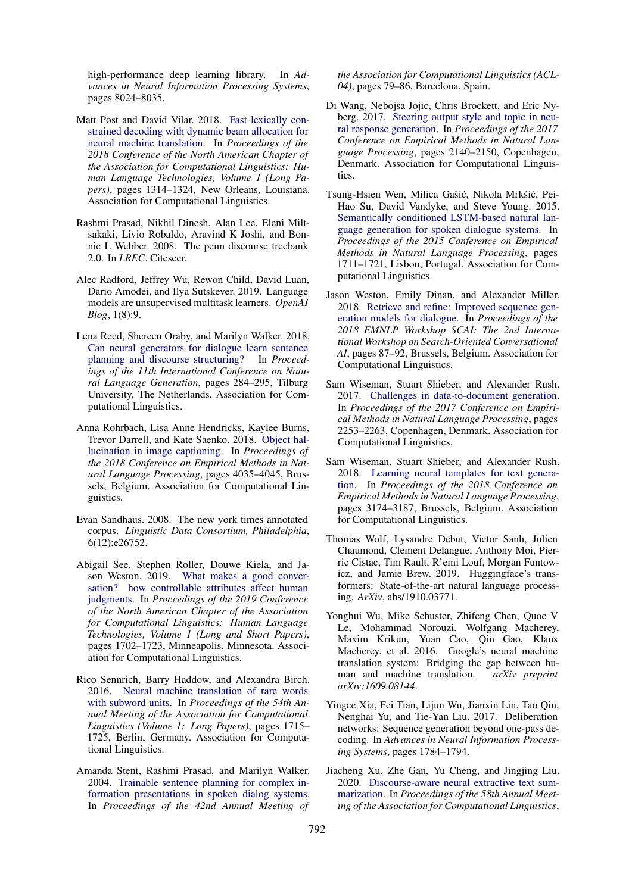high-performance deep learning library. In *Advances in Neural Information Processing Systems*, pages 8024–8035.

Matt Post and David Vilar. 2018. Fast lexically constrained decoding with dynamic beam allocation for neural machine translation. In *Proceedings of the 2018 Conference of the North American Chapter of the Association for Computational Linguistics: Human Language Technologies, Volume 1 (Long Papers)*, pages 1314–1324, New Orleans, Louisiana. Association for Computational Linguistics.

Rashmi Prasad, Nikhil Dinesh, Alan Lee, Eleni Miltsakaki, Livio Robaldo, Aravind K Joshi, and Bonnie L Webber. 2008. The penn discourse treebank 2.0. In *LREC*. Citeseer.

Alec Radford, Jeffrey Wu, Rewon Child, David Luan, Dario Amodei, and Ilya Sutskever. 2019. Language models are unsupervised multitask learners. *OpenAI Blog*, 1(8):9.

Lena Reed, Shereen Oraby, and Marilyn Walker. 2018. Can neural generators for dialogue learn sentence planning and discourse structuring? In *Proceedings of the 11th International Conference on Natural Language Generation*, pages 284–295, Tilburg University, The Netherlands. Association for Computational Linguistics.

Anna Rohrbach, Lisa Anne Hendricks, Kaylee Burns, Trevor Darrell, and Kate Saenko. 2018. Object hallucination in image captioning. In *Proceedings of the 2018 Conference on Empirical Methods in Natural Language Processing*, pages 4035–4045, Brussels, Belgium. Association for Computational Linguistics.

Evan Sandhaus. 2008. The new york times annotated corpus. *Linguistic Data Consortium, Philadelphia*, 6(12):e26752.

Abigail See, Stephen Roller, Douwe Kiela, and Jason Weston. 2019. What makes a good conversation? how controllable attributes affect human judgments. In *Proceedings of the 2019 Conference of the North American Chapter of the Association for Computational Linguistics: Human Language Technologies, Volume 1 (Long and Short Papers)*, pages 1702–1723, Minneapolis, Minnesota. Association for Computational Linguistics.

Rico Sennrich, Barry Haddow, and Alexandra Birch. 2016. Neural machine translation of rare words with subword units. In *Proceedings of the 54th Annual Meeting of the Association for Computational Linguistics (Volume 1: Long Papers)*, pages 1715–1725, Berlin, Germany. Association for Computational Linguistics.

Amanda Stent, Rashmi Prasad, and Marilyn Walker. 2004. Trainable sentence planning for complex information presentations in spoken dialog systems. In *Proceedings of the 42nd Annual Meeting of the Association for Computational Linguistics (ACL-04)*, pages 79–86, Barcelona, Spain.

Di Wang, Nebojsa Jojic, Chris Brockett, and Eric Nyberg. 2017. Steering output style and topic in neural response generation. In *Proceedings of the 2017 Conference on Empirical Methods in Natural Language Processing*, pages 2140–2150, Copenhagen, Denmark. Association for Computational Linguistics.

Tsung-Hsien Wen, Milica Gašić, Nikola Mrkšić, Pei-Hao Su, David Vandyke, and Steve Young. 2015. Semantically conditioned LSTM-based natural language generation for spoken dialogue systems. In *Proceedings of the 2015 Conference on Empirical Methods in Natural Language Processing*, pages 1711–1721, Lisbon, Portugal. Association for Computational Linguistics.

Jason Weston, Emily Dinan, and Alexander Miller. 2018. Retrieve and refine: Improved sequence generation models for dialogue. In *Proceedings of the 2018 EMNLP Workshop SCAI: The 2nd International Workshop on Search-Oriented Conversational AI*, pages 87–92, Brussels, Belgium. Association for Computational Linguistics.

Sam Wiseman, Stuart Shieber, and Alexander Rush. 2017. Challenges in data-to-document generation. In *Proceedings of the 2017 Conference on Empirical Methods in Natural Language Processing*, pages 2253–2263, Copenhagen, Denmark. Association for Computational Linguistics.

Sam Wiseman, Stuart Shieber, and Alexander Rush. 2018. Learning neural templates for text generation. In *Proceedings of the 2018 Conference on Empirical Methods in Natural Language Processing*, pages 3174–3187, Brussels, Belgium. Association for Computational Linguistics.

Thomas Wolf, Lysandre Debut, Victor Sanh, Julien Chaumond, Clement Delangue, Anthony Moi, Pierric Cistac, Tim Rault, R'emi Louf, Morgan Funtowicz, and Jamie Brew. 2019. Huggingface's transformers: State-of-the-art natural language processing. *ArXiv*, abs/1910.03771.

Yonghui Wu, Mike Schuster, Zhifeng Chen, Quoc V Le, Mohammad Norouzi, Wolfgang Macherey, Maxim Krikun, Yuan Cao, Qin Gao, Klaus Macherey, et al. 2016. Google's neural machine translation system: Bridging the gap between human and machine translation. *arXiv preprint arXiv:1609.08144*.

Yingce Xia, Fei Tian, Lijun Wu, Jianxin Lin, Tao Qin, Nenghai Yu, and Tie-Yan Liu. 2017. Deliberation networks: Sequence generation beyond one-pass decoding. In *Advances in Neural Information Processing Systems*, pages 1784–1794.

Jiacheng Xu, Zhe Gan, Yu Cheng, and Jingjing Liu. 2020. Discourse-aware neural extractive text summarization. In *Proceedings of the 58th Annual Meeting of the Association for Computational Linguistics*,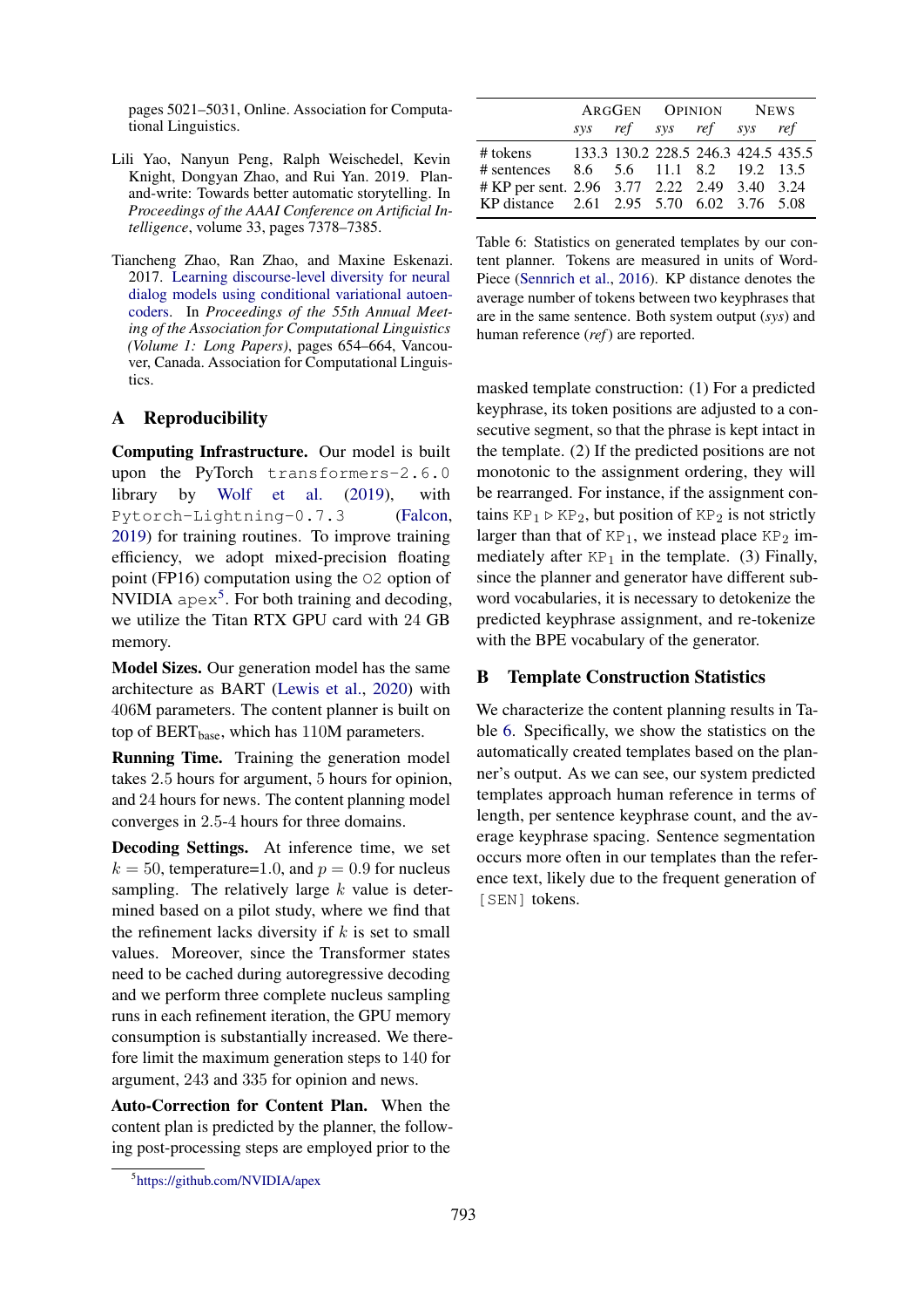pages 5021–5031, Online. Association for Computational Linguistics.

Lili Yao, Nanyun Peng, Ralph Weischedel, Kevin Knight, Dongyan Zhao, and Rui Yan. 2019. Plan-and-write: Towards better automatic storytelling. In *Proceedings of the AAAI Conference on Artificial Intelligence*, volume 33, pages 7378–7385.

Tiancheng Zhao, Ran Zhao, and Maxine Eskenazi. 2017. Learning discourse-level diversity for neural dialog models using conditional variational autoencoders. In *Proceedings of the 55th Annual Meeting of the Association for Computational Linguistics (Volume 1: Long Papers)*, pages 654–664, Vancouver, Canada. Association for Computational Linguistics.

# A Reproducibility

**Computing Infrastructure.** Our model is built upon the PyTorch `transformers-2.6.0` library by Wolf et al. (2019), with `Pytorch-Lightning-0.7.3` (Falcon, 2019) for training routines. To improve training efficiency, we adopt mixed-precision floating point (FP16) computation using the `O2` option of NVIDIA `apex`[5]. For both training and decoding, we utilize the Titan RTX GPU card with 24 GB memory.

**Model Sizes.** Our generation model has the same architecture as BART (Lewis et al., 2020) with 406M parameters. The content planner is built on top of $\text{BERT}_{\text{base}}$, which has 110M parameters.

**Running Time.** Training the generation model takes 2.5 hours for argument, 5 hours for opinion, and 24 hours for news. The content planning model converges in 2.5-4 hours for three domains.

**Decoding Settings.** At inference time, we set $k = 50$, temperature=1.0, and $p = 0.9$ for nucleus sampling. The relatively large $k$ value is determined based on a pilot study, where we find that the refinement lacks diversity if $k$ is set to small values. Moreover, since the Transformer states need to be cached during autoregressive decoding and we perform three complete nucleus sampling runs in each refinement iteration, the GPU memory consumption is substantially increased. We therefore limit the maximum generation steps to 140 for argument, 243 and 335 for opinion and news.

**Auto-Correction for Content Plan.** When the content plan is predicted by the planner, the following post-processing steps are employed prior to the masked template construction: (1) For a predicted keyphrase, its token positions are adjusted to a consecutive segment, so that the phrase is kept intact in the template. (2) If the predicted positions are not monotonic to the assignment ordering, they will be rearranged. For instance, if the assignment contains $\texttt{KP}_1 \triangleright \texttt{KP}_2$, but position of $\texttt{KP}_2$ is not strictly larger than that of $\texttt{KP}_1$, we instead place $\texttt{KP}_2$ immediately after $\texttt{KP}_1$ in the template. (3) Finally, since the planner and generator have different subword vocabularies, it is necessary to detokenize the predicted keyphrase assignment, and re-tokenize with the BPE vocabulary of the generator.

[5] https://github.com/NVIDIA/apex

| | ArgGen | | Opinion | | News | |
|---|---|---|---|---|---|---|
| | *sys* | *ref* | *sys* | *ref* | *sys* | *ref* |
| # tokens | 133.3 | 130.2 | 228.5 | 246.3 | 424.5 | 435.5 |
| # sentences | 8.6 | 5.6 | 11.1 | 8.2 | 19.2 | 13.5 |
| # KP per sent. | 2.96 | 3.77 | 2.22 | 2.49 | 3.40 | 3.24 |
| KP distance | 2.61 | 2.95 | 5.70 | 6.02 | 3.76 | 5.08 |

Table 6: Statistics on generated templates by our content planner. Tokens are measured in units of WordPiece (Sennrich et al., 2016). KP distance denotes the average number of tokens between two keyphrases that are in the same sentence. Both system output (*sys*) and human reference (*ref*) are reported.

# B Template Construction Statistics

We characterize the content planning results in Table 6. Specifically, we show the statistics on the automatically created templates based on the planner's output. As we can see, our system predicted templates approach human reference in terms of length, per sentence keyphrase count, and the average keyphrase spacing. Sentence segmentation occurs more often in our templates than the reference text, likely due to the frequent generation of `[SEN]` tokens.